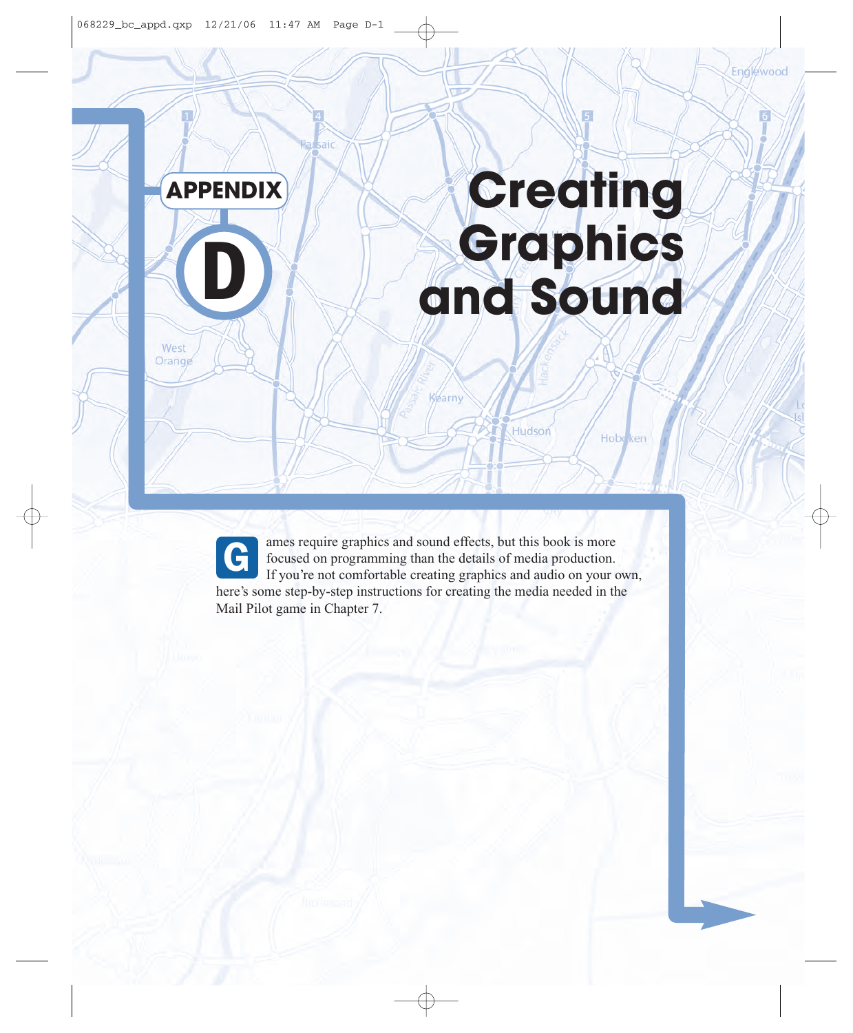# APPENDIX D

# Creating Graphics and Sound

Games require graphics and sound effects, but this book is more focused on programming than the details of media production. If you're not comfortable creating graphics and audio on your own, here's some step-by-step instructions for creating the media needed in the Mail Pilot game in Chapter 7.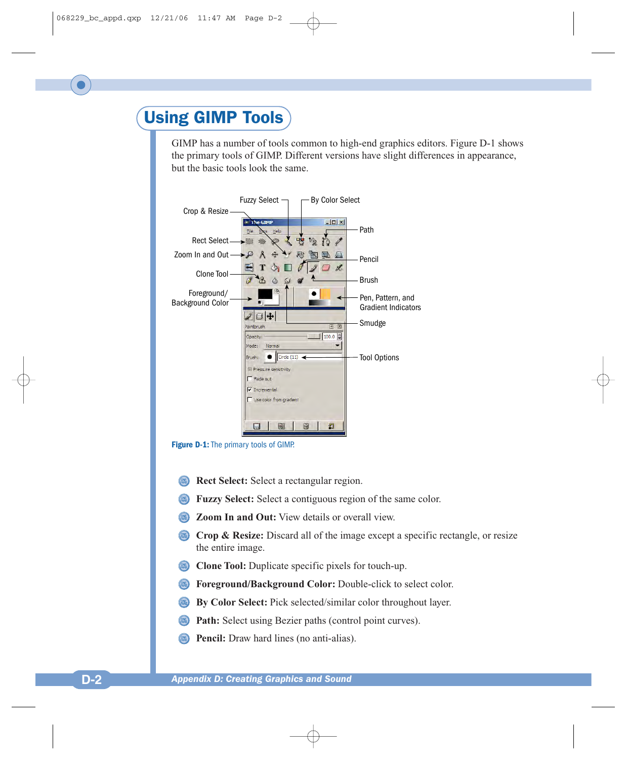# Using GIMP Tools

GIMP has a number of tools common to high-end graphics editors. Figure D-1 shows the primary tools of GIMP. Different versions have slight differences in appearance, but the basic tools look the same.

Figure D-1: The primary tools of GIMP.

- **Rect Select:** Select a rectangular region.
- **Fuzzy Select:** Select a contiguous region of the same color.
- **Zoom In and Out:** View details or overall view.
- **Crop & Resize:** Discard all of the image except a specific rectangle, or resize the entire image.
- **Clone Tool:** Duplicate specific pixels for touch-up.
- **Foreground/Background Color:** Double-click to select color.
- **By Color Select:** Pick selected/similar color throughout layer.
- **Path:** Select using Bezier paths (control point curves).
- **Pencil:** Draw hard lines (no anti-alias).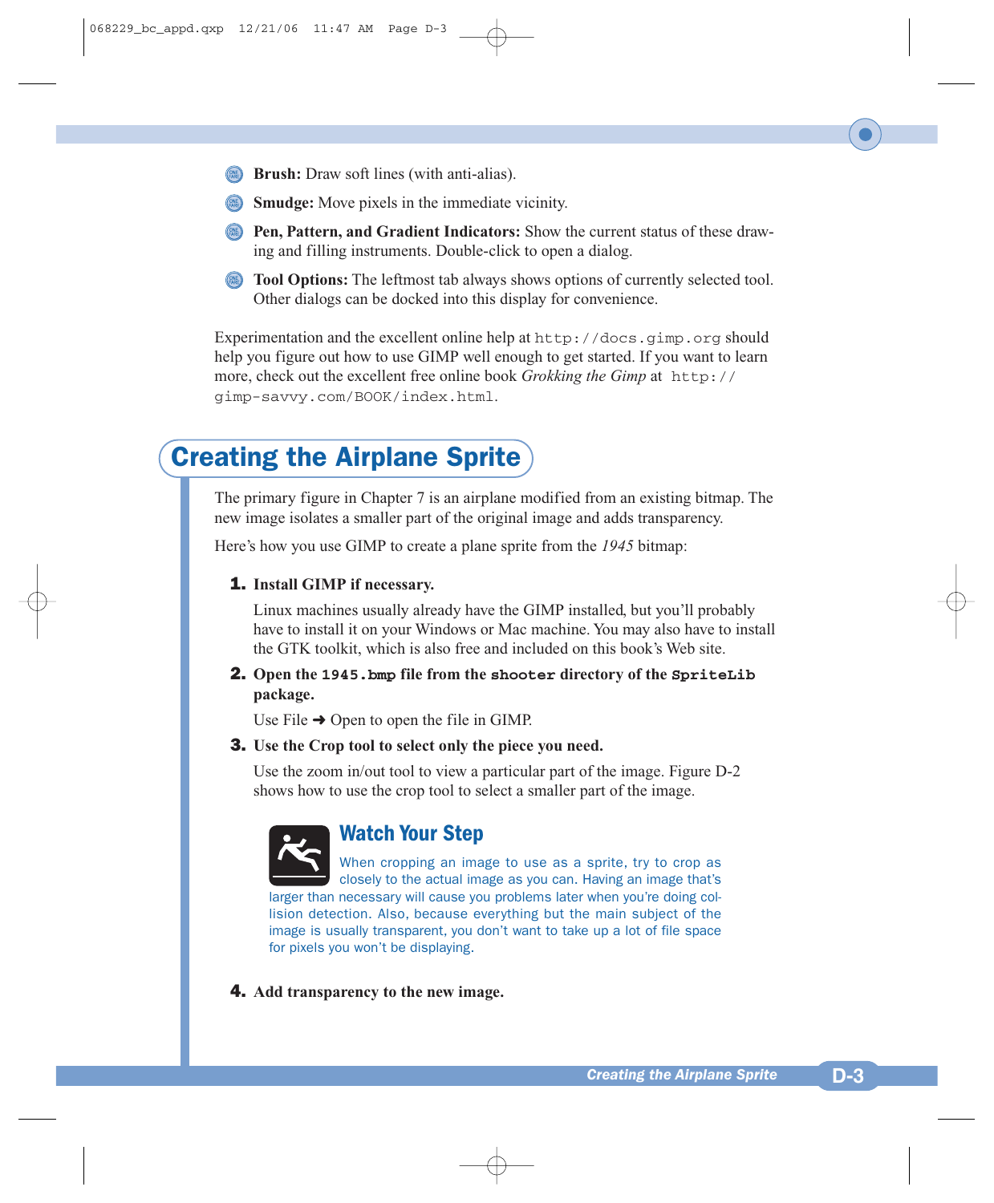- **Brush:** Draw soft lines (with anti-alias).
- **Smudge:** Move pixels in the immediate vicinity.
- **Pen, Pattern, and Gradient Indicators:** Show the current status of these drawing and filling instruments. Double-click to open a dialog.
- **Tool Options:** The leftmost tab always shows options of currently selected tool. Other dialogs can be docked into this display for convenience.

Experimentation and the excellent online help at `http://docs.gimp.org` should help you figure out how to use GIMP well enough to get started. If you want to learn more, check out the excellent free online book *Grokking the Gimp* at `http://gimp-savvy.com/BOOK/index.html`.

## Creating the Airplane Sprite

The primary figure in Chapter 7 is an airplane modified from an existing bitmap. The new image isolates a smaller part of the original image and adds transparency.

Here's how you use GIMP to create a plane sprite from the *1945* bitmap:

1. **Install GIMP if necessary.**

   Linux machines usually already have the GIMP installed, but you'll probably have to install it on your Windows or Mac machine. You may also have to install the GTK toolkit, which is also free and included on this book's Web site.

2. **Open the `1945.bmp` file from the `shooter` directory of the `SpriteLib` package.**

   Use File ➜ Open to open the file in GIMP.

3. **Use the Crop tool to select only the piece you need.**

   Use the zoom in/out tool to view a particular part of the image. Figure D-2 shows how to use the crop tool to select a smaller part of the image.

### Watch Your Step

When cropping an image to use as a sprite, try to crop as closely to the actual image as you can. Having an image that's larger than necessary will cause you problems later when you're doing collision detection. Also, because everything but the main subject of the image is usually transparent, you don't want to take up a lot of file space for pixels you won't be displaying.

4. **Add transparency to the new image.**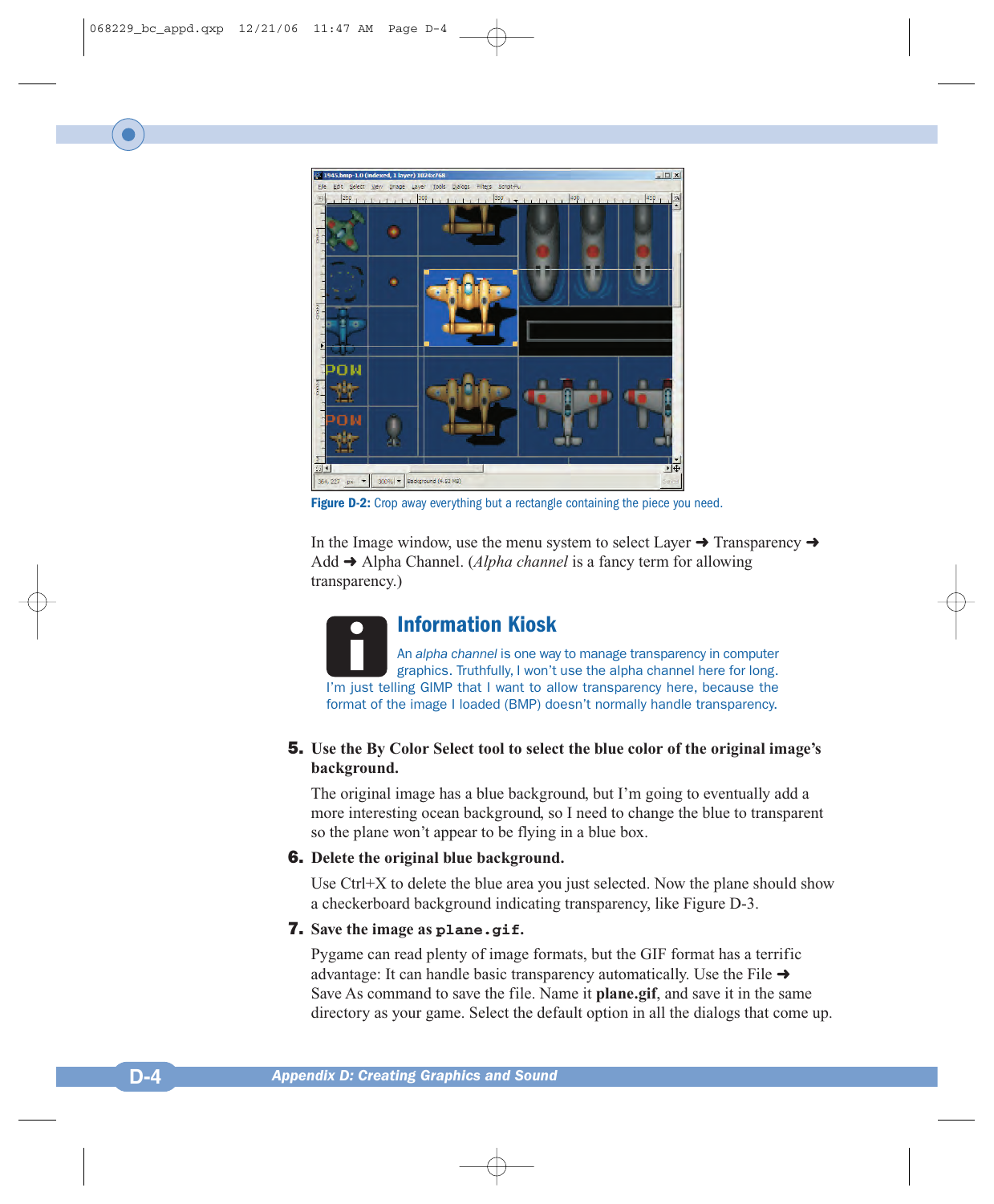**Figure D-2:** Crop away everything but a rectangle containing the piece you need.

In the Image window, use the menu system to select Layer ➜ Transparency ➜ Add ➜ Alpha Channel. (*Alpha channel* is a fancy term for allowing transparency.)

### Information Kiosk

An *alpha channel* is one way to manage transparency in computer graphics. Truthfully, I won't use the alpha channel here for long. I'm just telling GIMP that I want to allow transparency here, because the format of the image I loaded (BMP) doesn't normally handle transparency.

**5. Use the By Color Select tool to select the blue color of the original image's background.**

The original image has a blue background, but I'm going to eventually add a more interesting ocean background, so I need to change the blue to transparent so the plane won't appear to be flying in a blue box.

**6. Delete the original blue background.**

Use Ctrl+X to delete the blue area you just selected. Now the plane should show a checkerboard background indicating transparency, like Figure D-3.

**7. Save the image as `plane.gif`.**

Pygame can read plenty of image formats, but the GIF format has a terrific advantage: It can handle basic transparency automatically. Use the File ➜ Save As command to save the file. Name it **plane.gif**, and save it in the same directory as your game. Select the default option in all the dialogs that come up.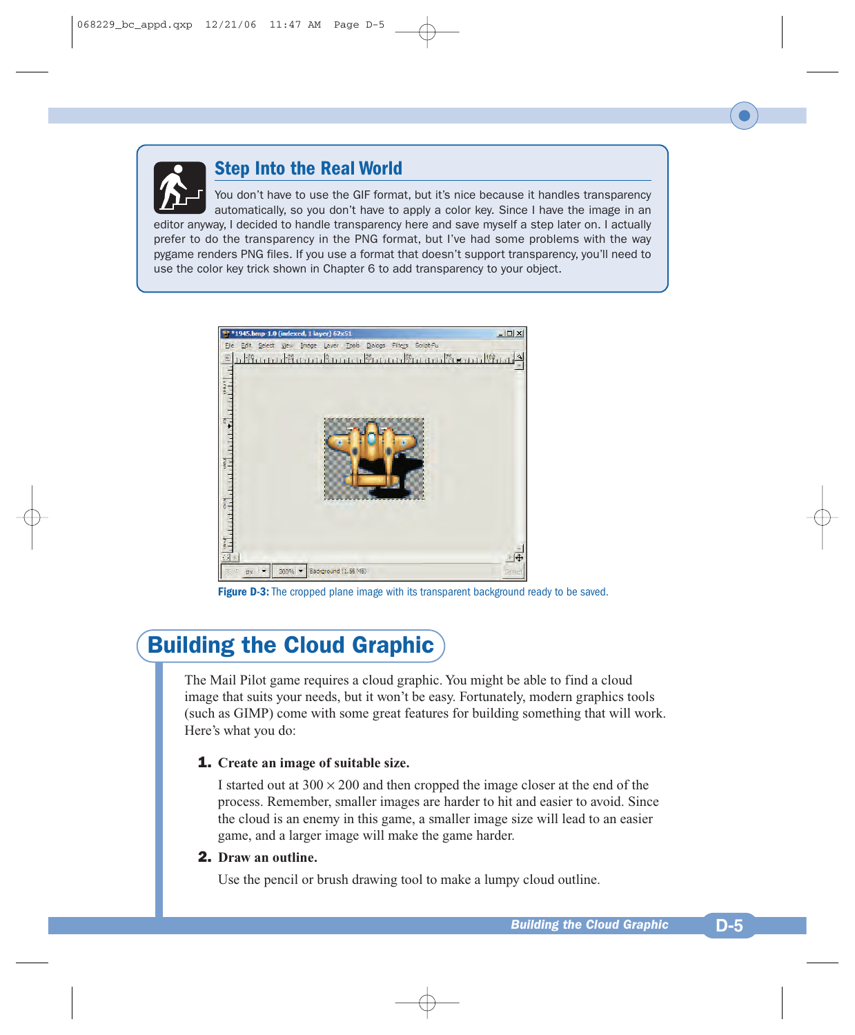### Step Into the Real World

You don't have to use the GIF format, but it's nice because it handles transparency automatically, so you don't have to apply a color key. Since I have the image in an editor anyway, I decided to handle transparency here and save myself a step later on. I actually prefer to do the transparency in the PNG format, but I've had some problems with the way pygame renders PNG files. If you use a format that doesn't support transparency, you'll need to use the color key trick shown in Chapter 6 to add transparency to your object.

**Figure D-3:** The cropped plane image with its transparent background ready to be saved.

## Building the Cloud Graphic

The Mail Pilot game requires a cloud graphic. You might be able to find a cloud image that suits your needs, but it won't be easy. Fortunately, modern graphics tools (such as GIMP) come with some great features for building something that will work. Here's what you do:

1. **Create an image of suitable size.**

   I started out at 300 × 200 and then cropped the image closer at the end of the process. Remember, smaller images are harder to hit and easier to avoid. Since the cloud is an enemy in this game, a smaller image size will lead to an easier game, and a larger image will make the game harder.

2. **Draw an outline.**

   Use the pencil or brush drawing tool to make a lumpy cloud outline.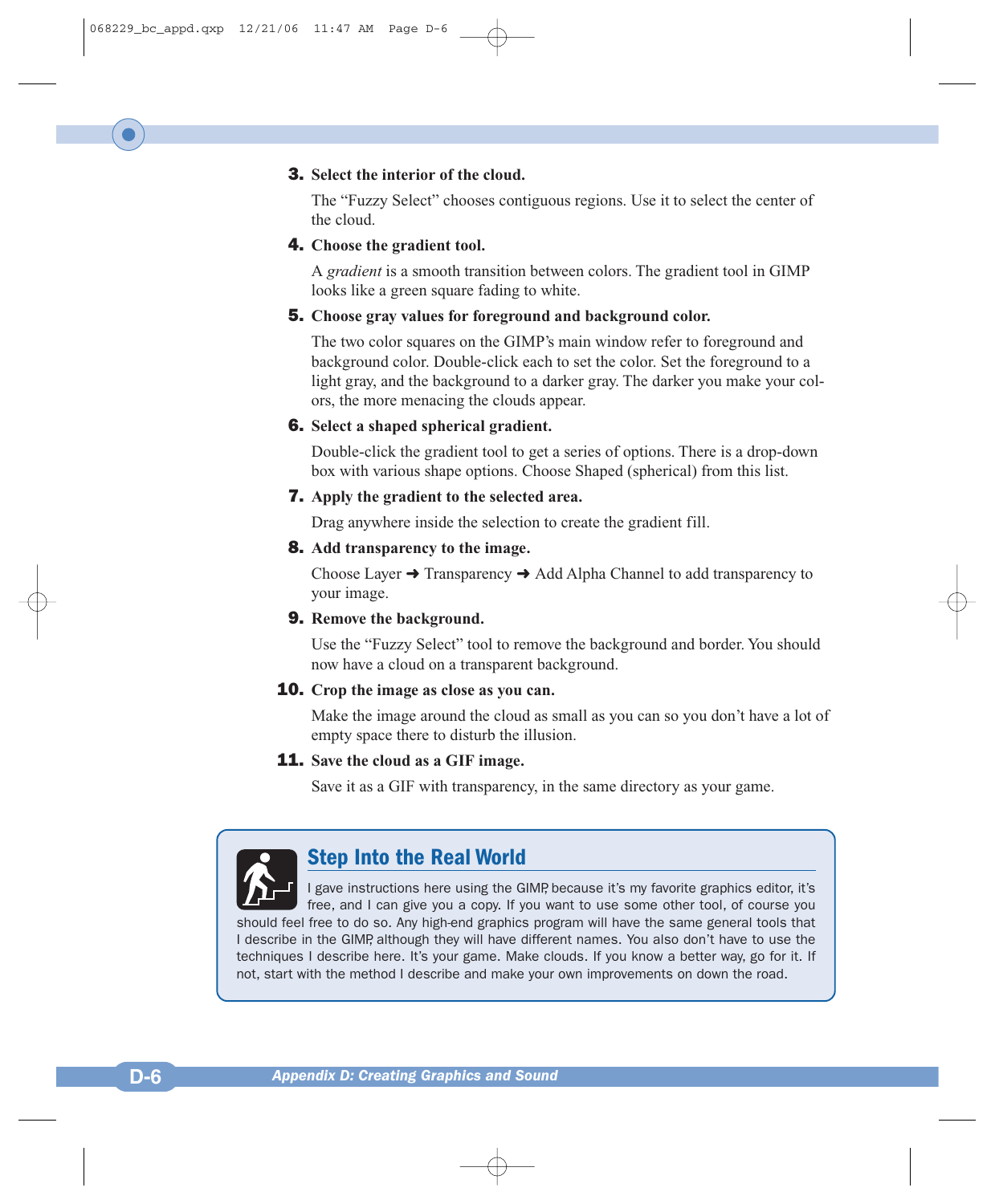3. **Select the interior of the cloud.**

   The "Fuzzy Select" chooses contiguous regions. Use it to select the center of the cloud.

4. **Choose the gradient tool.**

   A *gradient* is a smooth transition between colors. The gradient tool in GIMP looks like a green square fading to white.

5. **Choose gray values for foreground and background color.**

   The two color squares on the GIMP's main window refer to foreground and background color. Double-click each to set the color. Set the foreground to a light gray, and the background to a darker gray. The darker you make your colors, the more menacing the clouds appear.

6. **Select a shaped spherical gradient.**

   Double-click the gradient tool to get a series of options. There is a drop-down box with various shape options. Choose Shaped (spherical) from this list.

7. **Apply the gradient to the selected area.**

   Drag anywhere inside the selection to create the gradient fill.

8. **Add transparency to the image.**

   Choose Layer ➜ Transparency ➜ Add Alpha Channel to add transparency to your image.

9. **Remove the background.**

   Use the "Fuzzy Select" tool to remove the background and border. You should now have a cloud on a transparent background.

10. **Crop the image as close as you can.**

    Make the image around the cloud as small as you can so you don't have a lot of empty space there to disturb the illusion.

11. **Save the cloud as a GIF image.**

    Save it as a GIF with transparency, in the same directory as your game.

### Step Into the Real World

I gave instructions here using the GIMP, because it's my favorite graphics editor, it's free, and I can give you a copy. If you want to use some other tool, of course you should feel free to do so. Any high-end graphics program will have the same general tools that I describe in the GIMP, although they will have different names. You also don't have to use the techniques I describe here. It's your game. Make clouds. If you know a better way, go for it. If not, start with the method I describe and make your own improvements on down the road.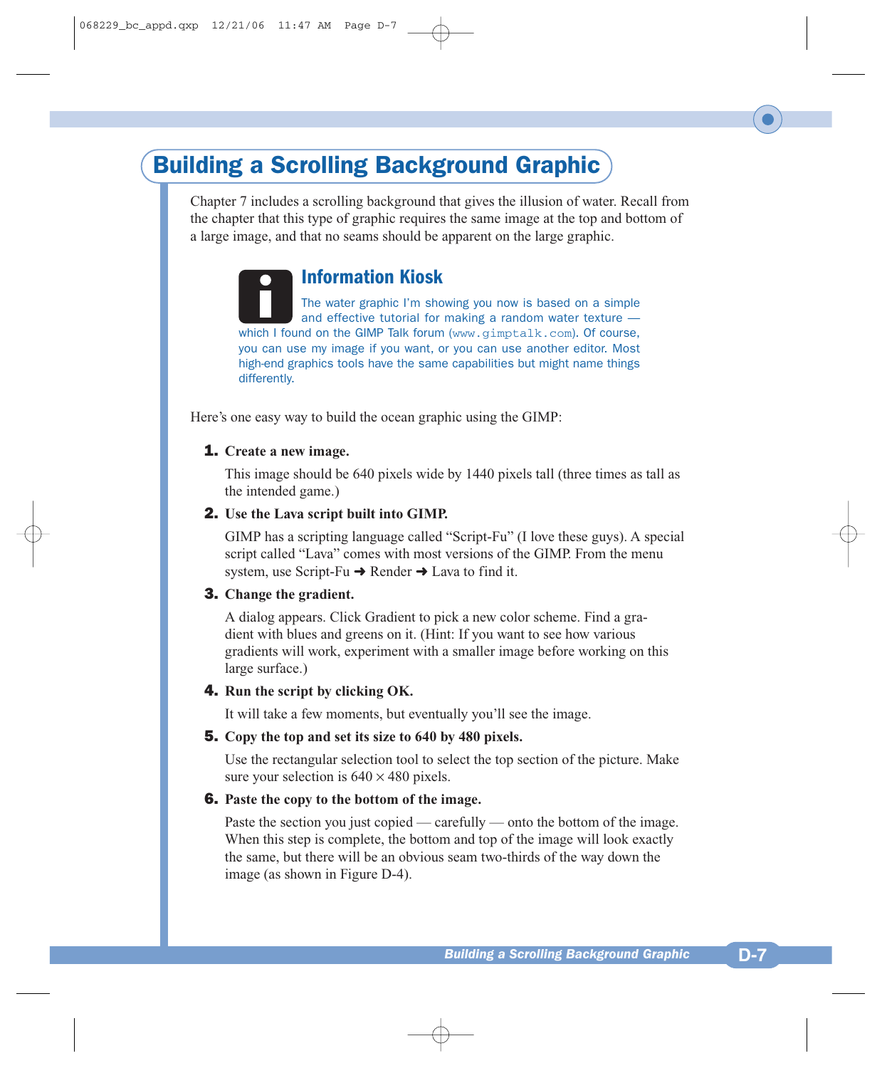# Building a Scrolling Background Graphic

Chapter 7 includes a scrolling background that gives the illusion of water. Recall from the chapter that this type of graphic requires the same image at the top and bottom of a large image, and that no seams should be apparent on the large graphic.

### Information Kiosk

The water graphic I'm showing you now is based on a simple and effective tutorial for making a random water texture — which I found on the GIMP Talk forum (`www.gimptalk.com`). Of course, you can use my image if you want, or you can use another editor. Most high-end graphics tools have the same capabilities but might name things differently.

Here's one easy way to build the ocean graphic using the GIMP:

1. **Create a new image.**

   This image should be 640 pixels wide by 1440 pixels tall (three times as tall as the intended game.)

2. **Use the Lava script built into GIMP.**

   GIMP has a scripting language called "Script-Fu" (I love these guys). A special script called "Lava" comes with most versions of the GIMP. From the menu system, use Script-Fu ➜ Render ➜ Lava to find it.

3. **Change the gradient.**

   A dialog appears. Click Gradient to pick a new color scheme. Find a gradient with blues and greens on it. (Hint: If you want to see how various gradients will work, experiment with a smaller image before working on this large surface.)

4. **Run the script by clicking OK.**

   It will take a few moments, but eventually you'll see the image.

5. **Copy the top and set its size to 640 by 480 pixels.**

   Use the rectangular selection tool to select the top section of the picture. Make sure your selection is 640 × 480 pixels.

6. **Paste the copy to the bottom of the image.**

   Paste the section you just copied — carefully — onto the bottom of the image. When this step is complete, the bottom and top of the image will look exactly the same, but there will be an obvious seam two-thirds of the way down the image (as shown in Figure D-4).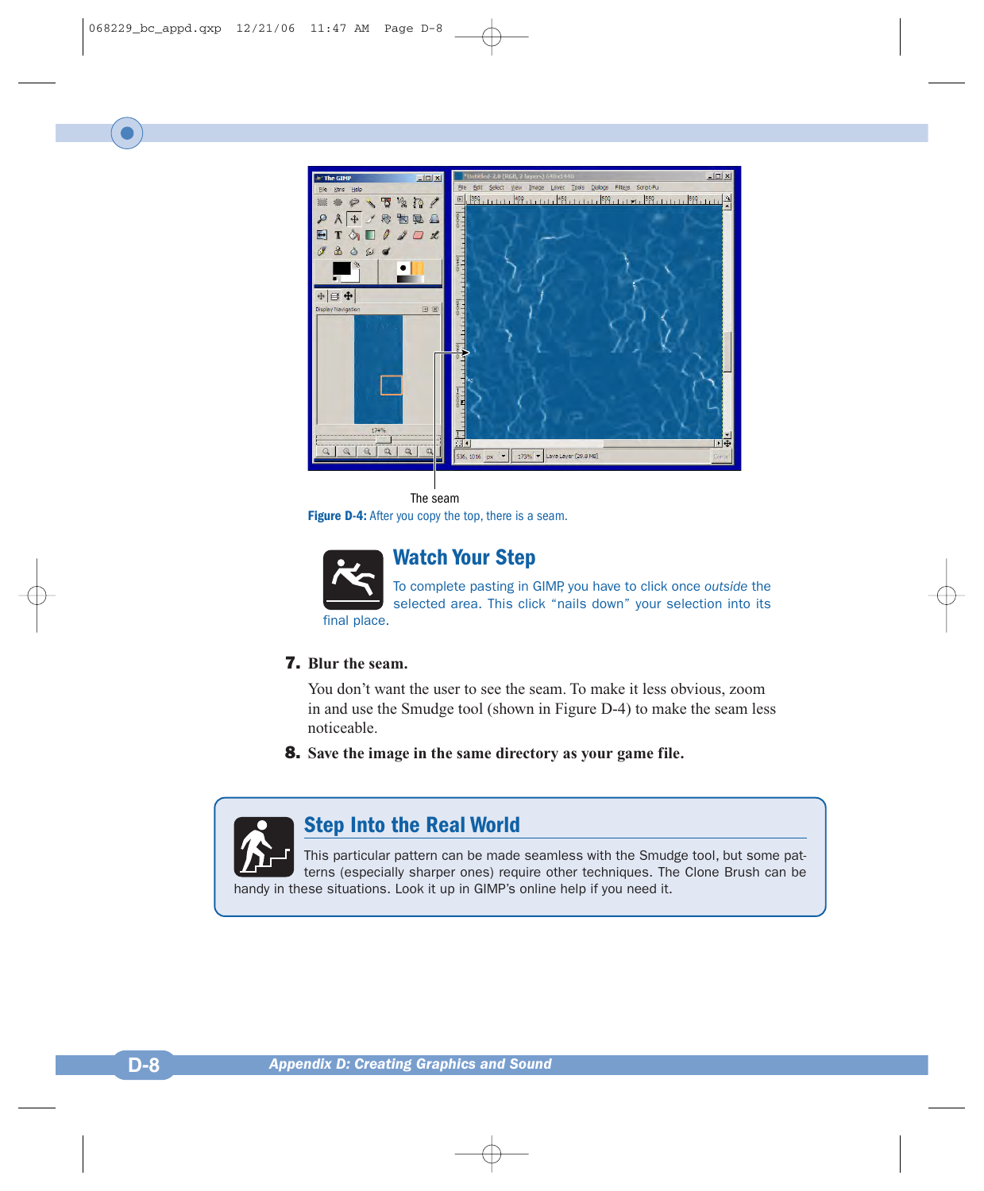The seam

**Figure D-4:** After you copy the top, there is a seam.

### Watch Your Step

To complete pasting in GIMP, you have to click once *outside* the selected area. This click “nails down” your selection into its final place.

**7. Blur the seam.**

You don’t want the user to see the seam. To make it less obvious, zoom in and use the Smudge tool (shown in Figure D-4) to make the seam less noticeable.

**8. Save the image in the same directory as your game file.**

### Step Into the Real World

This particular pattern can be made seamless with the Smudge tool, but some patterns (especially sharper ones) require other techniques. The Clone Brush can be handy in these situations. Look it up in GIMP’s online help if you need it.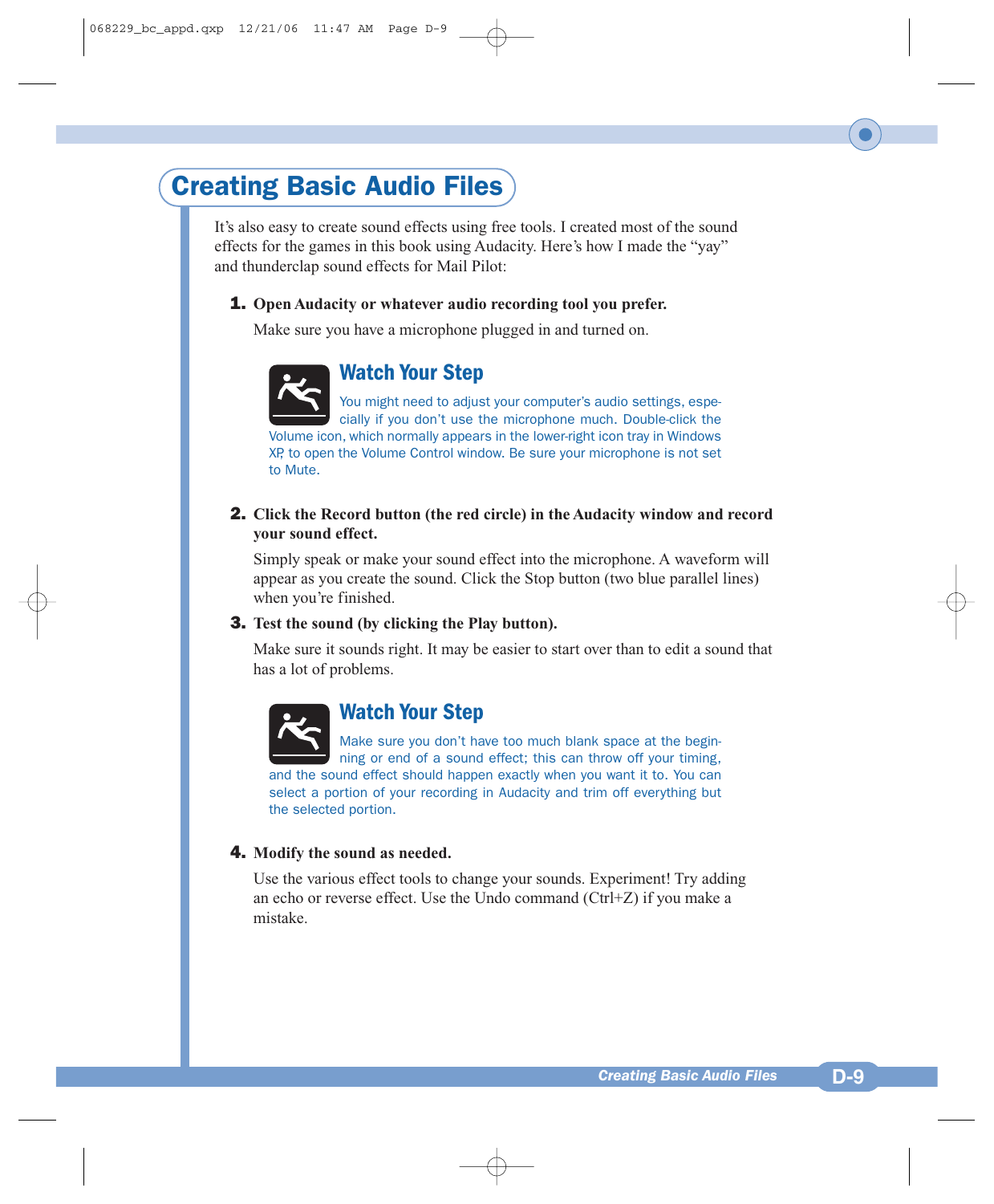## Creating Basic Audio Files

It's also easy to create sound effects using free tools. I created most of the sound effects for the games in this book using Audacity. Here's how I made the "yay" and thunderclap sound effects for Mail Pilot:

1. **Open Audacity or whatever audio recording tool you prefer.**

   Make sure you have a microphone plugged in and turned on.

   > **Watch Your Step**
   >
   > You might need to adjust your computer's audio settings, especially if you don't use the microphone much. Double-click the Volume icon, which normally appears in the lower-right icon tray in Windows XP, to open the Volume Control window. Be sure your microphone is not set to Mute.

2. **Click the Record button (the red circle) in the Audacity window and record your sound effect.**

   Simply speak or make your sound effect into the microphone. A waveform will appear as you create the sound. Click the Stop button (two blue parallel lines) when you're finished.

3. **Test the sound (by clicking the Play button).**

   Make sure it sounds right. It may be easier to start over than to edit a sound that has a lot of problems.

   > **Watch Your Step**
   >
   > Make sure you don't have too much blank space at the beginning or end of a sound effect; this can throw off your timing, and the sound effect should happen exactly when you want it to. You can select a portion of your recording in Audacity and trim off everything but the selected portion.

4. **Modify the sound as needed.**

   Use the various effect tools to change your sounds. Experiment! Try adding an echo or reverse effect. Use the Undo command (Ctrl+Z) if you make a mistake.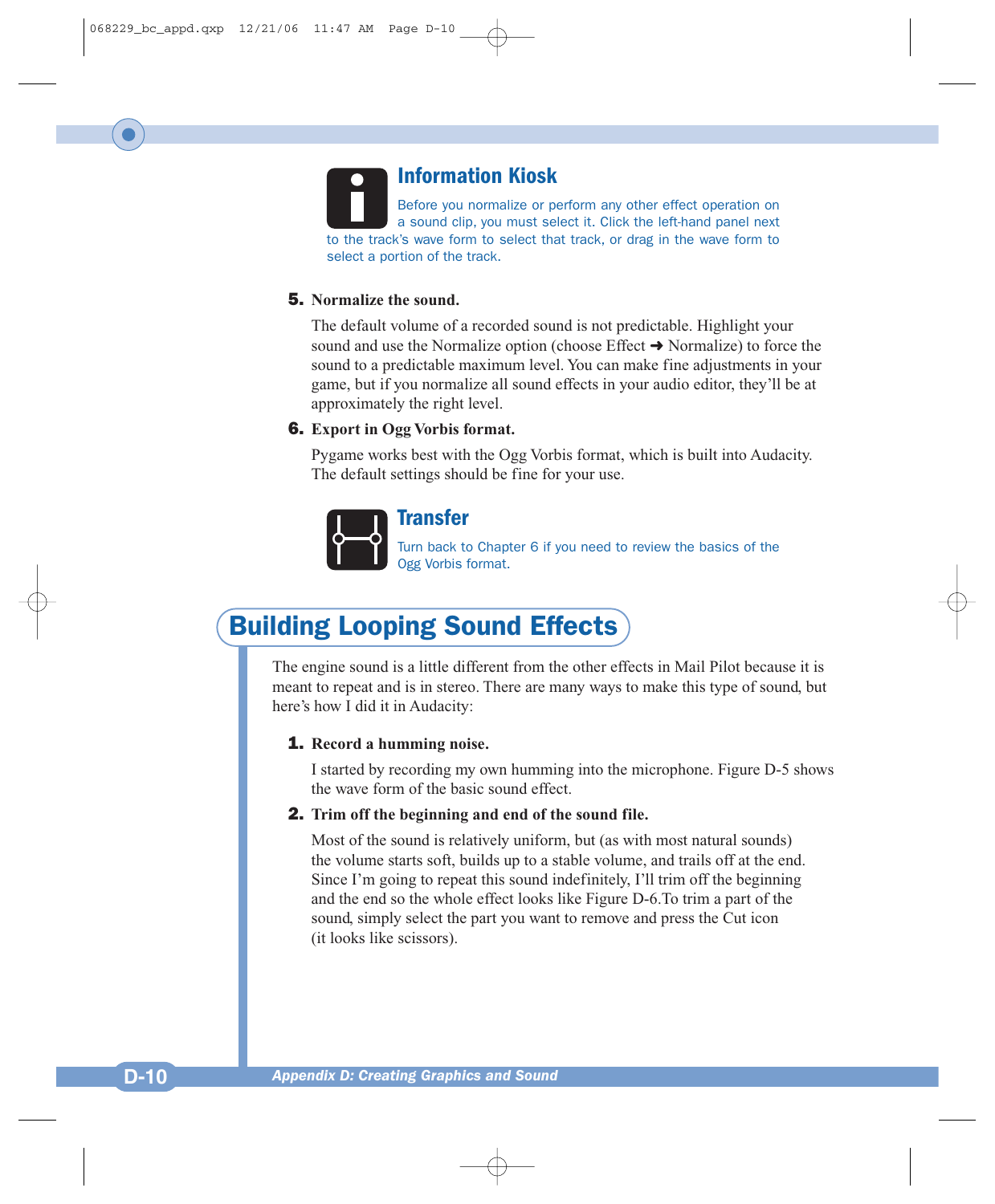**Information Kiosk**

Before you normalize or perform any other effect operation on a sound clip, you must select it. Click the left-hand panel next to the track's wave form to select that track, or drag in the wave form to select a portion of the track.

5. **Normalize the sound.**

   The default volume of a recorded sound is not predictable. Highlight your sound and use the Normalize option (choose Effect ➜ Normalize) to force the sound to a predictable maximum level. You can make fine adjustments in your game, but if you normalize all sound effects in your audio editor, they'll be at approximately the right level.

6. **Export in Ogg Vorbis format.**

   Pygame works best with the Ogg Vorbis format, which is built into Audacity. The default settings should be fine for your use.

**Transfer**

Turn back to Chapter 6 if you need to review the basics of the Ogg Vorbis format.

## Building Looping Sound Effects

The engine sound is a little different from the other effects in Mail Pilot because it is meant to repeat and is in stereo. There are many ways to make this type of sound, but here's how I did it in Audacity:

1. **Record a humming noise.**

   I started by recording my own humming into the microphone. Figure D-5 shows the wave form of the basic sound effect.

2. **Trim off the beginning and end of the sound file.**

   Most of the sound is relatively uniform, but (as with most natural sounds) the volume starts soft, builds up to a stable volume, and trails off at the end. Since I'm going to repeat this sound indefinitely, I'll trim off the beginning and the end so the whole effect looks like Figure D-6.To trim a part of the sound, simply select the part you want to remove and press the Cut icon (it looks like scissors).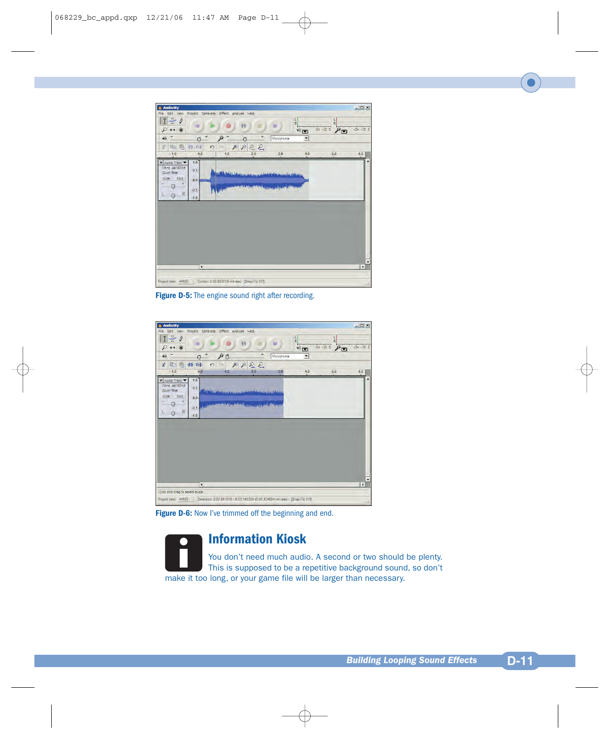**Figure D-5:** The engine sound right after recording.

**Figure D-6:** Now I've trimmed off the beginning and end.

## Information Kiosk

You don't need much audio. A second or two should be plenty. This is supposed to be a repetitive background sound, so don't make it too long, or your game file will be larger than necessary.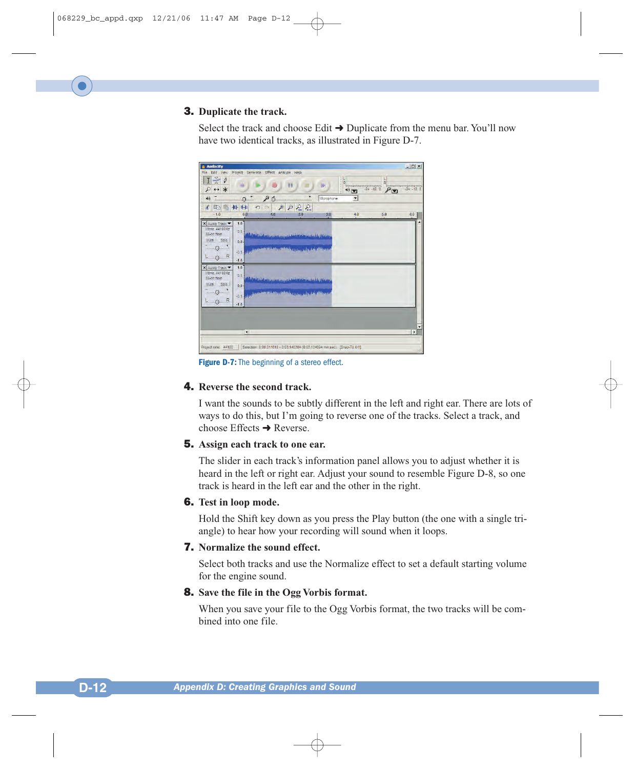3. **Duplicate the track.**

   Select the track and choose Edit ➜ Duplicate from the menu bar. You'll now have two identical tracks, as illustrated in Figure D-7.

**Figure D-7:** The beginning of a stereo effect.

4. **Reverse the second track.**

   I want the sounds to be subtly different in the left and right ear. There are lots of ways to do this, but I'm going to reverse one of the tracks. Select a track, and choose Effects ➜ Reverse.

5. **Assign each track to one ear.**

   The slider in each track's information panel allows you to adjust whether it is heard in the left or right ear. Adjust your sound to resemble Figure D-8, so one track is heard in the left ear and the other in the right.

6. **Test in loop mode.**

   Hold the Shift key down as you press the Play button (the one with a single triangle) to hear how your recording will sound when it loops.

7. **Normalize the sound effect.**

   Select both tracks and use the Normalize effect to set a default starting volume for the engine sound.

8. **Save the file in the Ogg Vorbis format.**

   When you save your file to the Ogg Vorbis format, the two tracks will be combined into one file.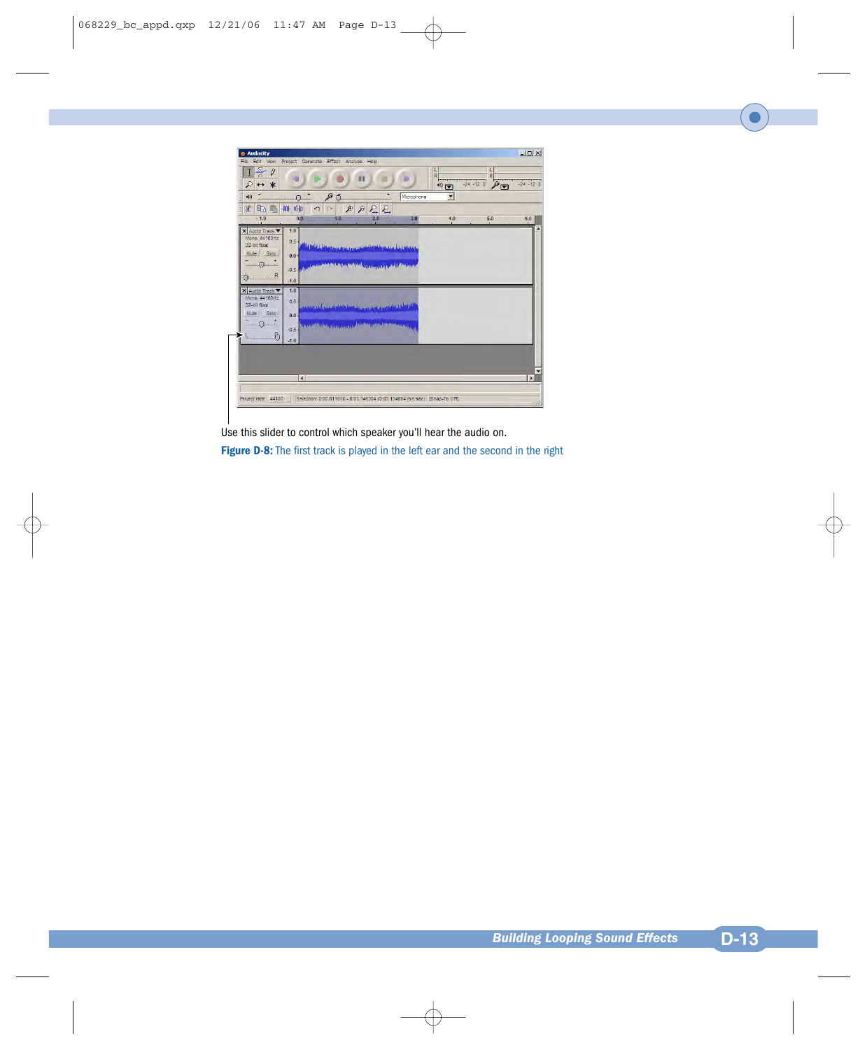Use this slider to control which speaker you'll hear the audio on.

**Figure D-8:** The first track is played in the left ear and the second in the right